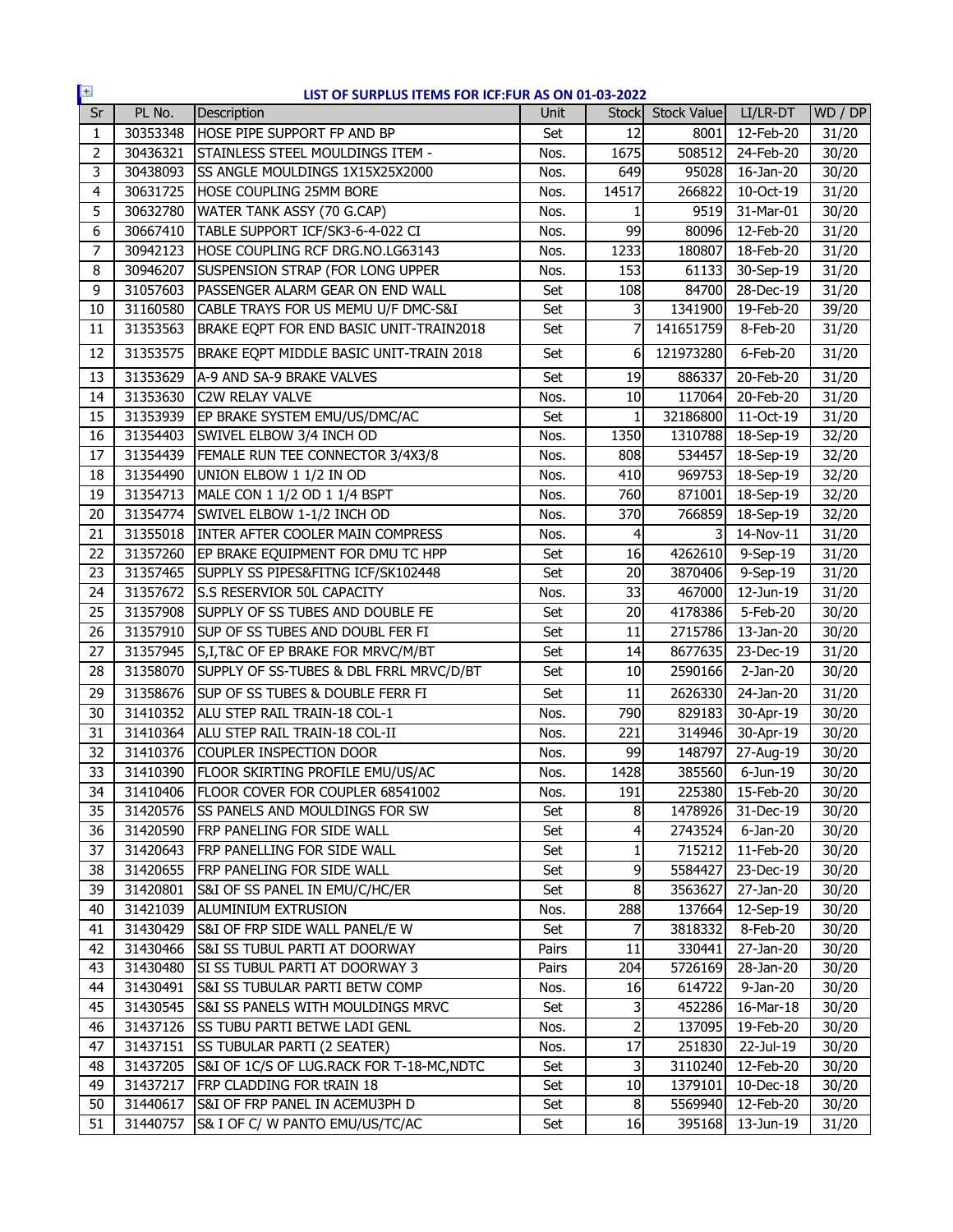**LIST OF SURPLUS ITEMS FOR ICF:FUR AS ON 01-03-2022**

| Sr | PL No. | Description | Unit | Stock | Stock Value | LI/LR-DT | WD / DP |
|---|---|---|---|---|---|---|---|
| 1 | 30353348 | HOSE PIPE SUPPORT FP AND BP | Set | 12 | 8001 | 12-Feb-20 | 31/20 |
| 2 | 30436321 | STAINLESS STEEL MOULDINGS ITEM - | Nos. | 1675 | 508512 | 24-Feb-20 | 30/20 |
| 3 | 30438093 | SS ANGLE MOULDINGS 1X15X25X2000 | Nos. | 649 | 95028 | 16-Jan-20 | 30/20 |
| 4 | 30631725 | HOSE COUPLING 25MM BORE | Nos. | 14517 | 266822 | 10-Oct-19 | 31/20 |
| 5 | 30632780 | WATER TANK ASSY (70 G.CAP) | Nos. | 1 | 9519 | 31-Mar-01 | 30/20 |
| 6 | 30667410 | TABLE SUPPORT ICF/SK3-6-4-022 CI | Nos. | 99 | 80096 | 12-Feb-20 | 31/20 |
| 7 | 30942123 | HOSE COUPLING RCF DRG.NO.LG63143 | Nos. | 1233 | 180807 | 18-Feb-20 | 31/20 |
| 8 | 30946207 | SUSPENSION STRAP (FOR LONG UPPER | Nos. | 153 | 61133 | 30-Sep-19 | 31/20 |
| 9 | 31057603 | PASSENGER ALARM GEAR ON END WALL | Set | 108 | 84700 | 28-Dec-19 | 31/20 |
| 10 | 31160580 | CABLE TRAYS FOR US MEMU U/F DMC-S&I | Set | 3 | 1341900 | 19-Feb-20 | 39/20 |
| 11 | 31353563 | BRAKE EQPT FOR END BASIC UNIT-TRAIN2018 | Set | 7 | 141651759 | 8-Feb-20 | 31/20 |
| 12 | 31353575 | BRAKE EQPT MIDDLE BASIC UNIT-TRAIN 2018 | Set | 6 | 121973280 | 6-Feb-20 | 31/20 |
| 13 | 31353629 | A-9 AND SA-9 BRAKE VALVES | Set | 19 | 886337 | 20-Feb-20 | 31/20 |
| 14 | 31353630 | C2W RELAY VALVE | Nos. | 10 | 117064 | 20-Feb-20 | 31/20 |
| 15 | 31353939 | EP BRAKE SYSTEM EMU/US/DMC/AC | Set | 1 | 32186800 | 11-Oct-19 | 31/20 |
| 16 | 31354403 | SWIVEL ELBOW 3/4 INCH OD | Nos. | 1350 | 1310788 | 18-Sep-19 | 32/20 |
| 17 | 31354439 | FEMALE RUN TEE CONNECTOR 3/4X3/8 | Nos. | 808 | 534457 | 18-Sep-19 | 32/20 |
| 18 | 31354490 | UNION ELBOW 1 1/2 IN OD | Nos. | 410 | 969753 | 18-Sep-19 | 32/20 |
| 19 | 31354713 | MALE CON 1 1/2 OD 1 1/4 BSPT | Nos. | 760 | 871001 | 18-Sep-19 | 32/20 |
| 20 | 31354774 | SWIVEL ELBOW 1-1/2 INCH OD | Nos. | 370 | 766859 | 18-Sep-19 | 32/20 |
| 21 | 31355018 | INTER AFTER COOLER MAIN COMPRESS | Nos. | 4 | 3 | 14-Nov-11 | 31/20 |
| 22 | 31357260 | EP BRAKE EQUIPMENT FOR DMU TC HPP | Set | 16 | 4262610 | 9-Sep-19 | 31/20 |
| 23 | 31357465 | SUPPLY SS PIPES&FITNG ICF/SK102448 | Set | 20 | 3870406 | 9-Sep-19 | 31/20 |
| 24 | 31357672 | S.S RESERVIOR 50L CAPACITY | Nos. | 33 | 467000 | 12-Jun-19 | 31/20 |
| 25 | 31357908 | SUPPLY OF SS TUBES AND DOUBLE FE | Set | 20 | 4178386 | 5-Feb-20 | 30/20 |
| 26 | 31357910 | SUP OF SS TUBES AND DOUBL FER FI | Set | 11 | 2715786 | 13-Jan-20 | 30/20 |
| 27 | 31357945 | S,I,T&C OF EP BRAKE FOR MRVC/M/BT | Set | 14 | 8677635 | 23-Dec-19 | 31/20 |
| 28 | 31358070 | SUPPLY OF SS-TUBES & DBL FRRL MRVC/D/BT | Set | 10 | 2590166 | 2-Jan-20 | 30/20 |
| 29 | 31358676 | SUP OF SS TUBES & DOUBLE FERR FI | Set | 11 | 2626330 | 24-Jan-20 | 31/20 |
| 30 | 31410352 | ALU STEP RAIL TRAIN-18 COL-1 | Nos. | 790 | 829183 | 30-Apr-19 | 30/20 |
| 31 | 31410364 | ALU STEP RAIL TRAIN-18 COL-II | Nos. | 221 | 314946 | 30-Apr-19 | 30/20 |
| 32 | 31410376 | COUPLER INSPECTION DOOR | Nos. | 99 | 148797 | 27-Aug-19 | 30/20 |
| 33 | 31410390 | FLOOR SKIRTING PROFILE EMU/US/AC | Nos. | 1428 | 385560 | 6-Jun-19 | 30/20 |
| 34 | 31410406 | FLOOR COVER FOR COUPLER 68541002 | Nos. | 191 | 225380 | 15-Feb-20 | 30/20 |
| 35 | 31420576 | SS PANELS AND MOULDINGS FOR SW | Set | 8 | 1478926 | 31-Dec-19 | 30/20 |
| 36 | 31420590 | FRP PANELING FOR SIDE WALL | Set | 4 | 2743524 | 6-Jan-20 | 30/20 |
| 37 | 31420643 | FRP PANELLING FOR SIDE WALL | Set | 1 | 715212 | 11-Feb-20 | 30/20 |
| 38 | 31420655 | FRP PANELING FOR SIDE WALL | Set | 9 | 5584427 | 23-Dec-19 | 30/20 |
| 39 | 31420801 | S&I OF SS PANEL IN EMU/C/HC/ER | Set | 8 | 3563627 | 27-Jan-20 | 30/20 |
| 40 | 31421039 | ALUMINIUM EXTRUSION | Nos. | 288 | 137664 | 12-Sep-19 | 30/20 |
| 41 | 31430429 | S&I OF FRP SIDE WALL PANEL/E W | Set | 7 | 3818332 | 8-Feb-20 | 30/20 |
| 42 | 31430466 | S&I SS TUBUL PARTI AT DOORWAY | Pairs | 11 | 330441 | 27-Jan-20 | 30/20 |
| 43 | 31430480 | SI SS TUBUL PARTI AT DOORWAY 3 | Pairs | 204 | 5726169 | 28-Jan-20 | 30/20 |
| 44 | 31430491 | S&I SS TUBULAR PARTI BETW COMP | Nos. | 16 | 614722 | 9-Jan-20 | 30/20 |
| 45 | 31430545 | S&I SS PANELS WITH MOULDINGS MRVC | Set | 3 | 452286 | 16-Mar-18 | 30/20 |
| 46 | 31437126 | SS TUBU PARTI BETWE LADI GENL | Nos. | 2 | 137095 | 19-Feb-20 | 30/20 |
| 47 | 31437151 | SS TUBULAR PARTI (2 SEATER) | Nos. | 17 | 251830 | 22-Jul-19 | 30/20 |
| 48 | 31437205 | S&I OF 1C/S OF LUG.RACK FOR T-18-MC,NDTC | Set | 3 | 3110240 | 12-Feb-20 | 30/20 |
| 49 | 31437217 | FRP CLADDING FOR tRAIN 18 | Set | 10 | 1379101 | 10-Dec-18 | 30/20 |
| 50 | 31440617 | S&I OF FRP PANEL IN ACEMU3PH D | Set | 8 | 5569940 | 12-Feb-20 | 30/20 |
| 51 | 31440757 | S& I OF C/ W PANTO EMU/US/TC/AC | Set | 16 | 395168 | 13-Jun-19 | 31/20 |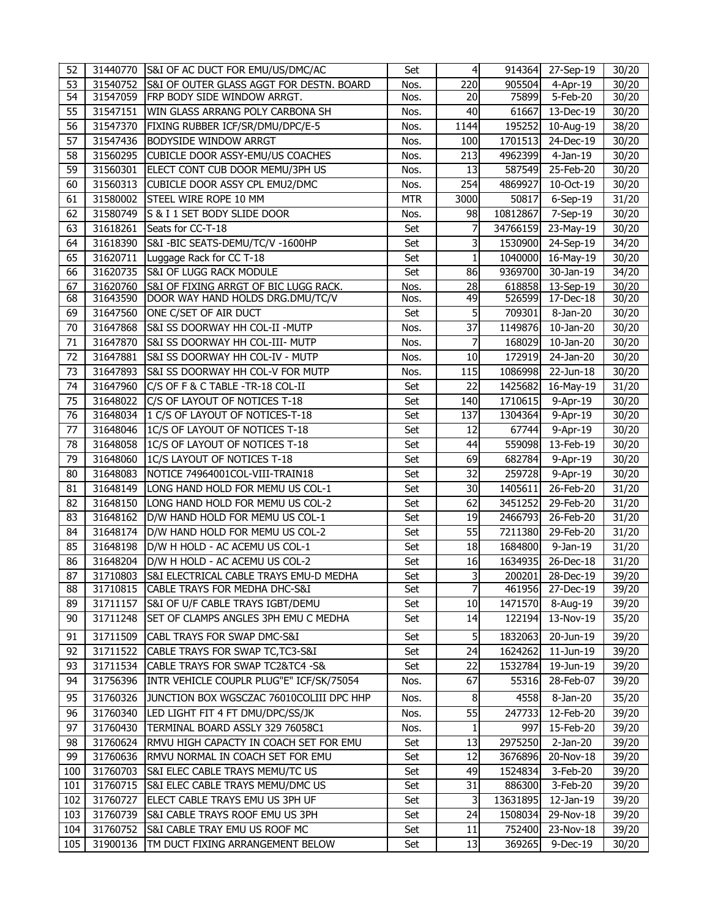| 52 | 31440770 | S&I OF AC DUCT FOR EMU/US/DMC/AC | Set | 4 | 914364 | 27-Sep-19 | 30/20 |
|---|---|---|---|---|---|---|---|
| 53 | 31540752 | S&I OF OUTER GLASS AGGT FOR DESTN. BOARD | Nos. | 220 | 905504 | 4-Apr-19 | 30/20 |
| 54 | 31547059 | FRP BODY SIDE WINDOW ARRGT. | Nos. | 20 | 75899 | 5-Feb-20 | 30/20 |
| 55 | 31547151 | WIN GLASS ARRANG POLY CARBONA SH | Nos. | 40 | 61667 | 13-Dec-19 | 30/20 |
| 56 | 31547370 | FIXING RUBBER ICF/SR/DMU/DPC/E-5 | Nos. | 1144 | 195252 | 10-Aug-19 | 38/20 |
| 57 | 31547436 | BODYSIDE WINDOW ARRGT | Nos. | 100 | 1701513 | 24-Dec-19 | 30/20 |
| 58 | 31560295 | CUBICLE DOOR ASSY-EMU/US COACHES | Nos. | 213 | 4962399 | 4-Jan-19 | 30/20 |
| 59 | 31560301 | ELECT CONT CUB DOOR MEMU/3PH US | Nos. | 13 | 587549 | 25-Feb-20 | 30/20 |
| 60 | 31560313 | CUBICLE DOOR ASSY CPL EMU2/DMC | Nos. | 254 | 4869927 | 10-Oct-19 | 30/20 |
| 61 | 31580002 | STEEL WIRE ROPE 10 MM | MTR | 3000 | 50817 | 6-Sep-19 | 31/20 |
| 62 | 31580749 | S & I 1 SET BODY SLIDE DOOR | Nos. | 98 | 10812867 | 7-Sep-19 | 30/20 |
| 63 | 31618261 | Seats for CC-T-18 | Set | 7 | 34766159 | 23-May-19 | 30/20 |
| 64 | 31618390 | S&I -BIC SEATS-DEMU/TC/V -1600HP | Set | 3 | 1530900 | 24-Sep-19 | 34/20 |
| 65 | 31620711 | Luggage Rack for CC T-18 | Set | 1 | 1040000 | 16-May-19 | 30/20 |
| 66 | 31620735 | S&I OF LUGG RACK MODULE | Set | 86 | 9369700 | 30-Jan-19 | 34/20 |
| 67 | 31620760 | S&I OF FIXING ARRGT OF BIC LUGG RACK. | Nos. | 28 | 618858 | 13-Sep-19 | 30/20 |
| 68 | 31643590 | DOOR WAY HAND HOLDS DRG.DMU/TC/V | Nos. | 49 | 526599 | 17-Dec-18 | 30/20 |
| 69 | 31647560 | ONE C/SET OF AIR DUCT | Set | 5 | 709301 | 8-Jan-20 | 30/20 |
| 70 | 31647868 | S&I SS DOORWAY HH COL-II -MUTP | Nos. | 37 | 1149876 | 10-Jan-20 | 30/20 |
| 71 | 31647870 | S&I SS DOORWAY HH COL-III- MUTP | Nos. | 7 | 168029 | 10-Jan-20 | 30/20 |
| 72 | 31647881 | S&I SS DOORWAY HH COL-IV - MUTP | Nos. | 10 | 172919 | 24-Jan-20 | 30/20 |
| 73 | 31647893 | S&I SS DOORWAY HH COL-V FOR MUTP | Nos. | 115 | 1086998 | 22-Jun-18 | 30/20 |
| 74 | 31647960 | C/S OF F & C TABLE -TR-18 COL-II | Set | 22 | 1425682 | 16-May-19 | 31/20 |
| 75 | 31648022 | C/S OF LAYOUT OF NOTICES T-18 | Set | 140 | 1710615 | 9-Apr-19 | 30/20 |
| 76 | 31648034 | 1 C/S OF LAYOUT OF NOTICES-T-18 | Set | 137 | 1304364 | 9-Apr-19 | 30/20 |
| 77 | 31648046 | 1C/S OF LAYOUT OF NOTICES T-18 | Set | 12 | 67744 | 9-Apr-19 | 30/20 |
| 78 | 31648058 | 1C/S OF LAYOUT OF NOTICES T-18 | Set | 44 | 559098 | 13-Feb-19 | 30/20 |
| 79 | 31648060 | 1C/S LAYOUT OF NOTICES T-18 | Set | 69 | 682784 | 9-Apr-19 | 30/20 |
| 80 | 31648083 | NOTICE 74964001COL-VIII-TRAIN18 | Set | 32 | 259728 | 9-Apr-19 | 30/20 |
| 81 | 31648149 | LONG HAND HOLD FOR MEMU US COL-1 | Set | 30 | 1405611 | 26-Feb-20 | 31/20 |
| 82 | 31648150 | LONG HAND HOLD FOR MEMU US COL-2 | Set | 62 | 3451252 | 29-Feb-20 | 31/20 |
| 83 | 31648162 | D/W HAND HOLD FOR MEMU US COL-1 | Set | 19 | 2466793 | 26-Feb-20 | 31/20 |
| 84 | 31648174 | D/W HAND HOLD FOR MEMU US COL-2 | Set | 55 | 7211380 | 29-Feb-20 | 31/20 |
| 85 | 31648198 | D/W H HOLD - AC ACEMU US COL-1 | Set | 18 | 1684800 | 9-Jan-19 | 31/20 |
| 86 | 31648204 | D/W H HOLD - AC ACEMU US COL-2 | Set | 16 | 1634935 | 26-Dec-18 | 31/20 |
| 87 | 31710803 | S&I ELECTRICAL CABLE TRAYS EMU-D MEDHA | Set | 3 | 200201 | 28-Dec-19 | 39/20 |
| 88 | 31710815 | CABLE TRAYS FOR MEDHA DHC-S&I | Set | 7 | 461956 | 27-Dec-19 | 39/20 |
| 89 | 31711157 | S&I OF U/F CABLE TRAYS IGBT/DEMU | Set | 10 | 1471570 | 8-Aug-19 | 39/20 |
| 90 | 31711248 | SET OF CLAMPS ANGLES 3PH EMU C MEDHA | Set | 14 | 122194 | 13-Nov-19 | 35/20 |
| 91 | 31711509 | CABL TRAYS FOR SWAP DMC-S&I | Set | 5 | 1832063 | 20-Jun-19 | 39/20 |
| 92 | 31711522 | CABLE TRAYS FOR SWAP TC,TC3-S&I | Set | 24 | 1624262 | 11-Jun-19 | 39/20 |
| 93 | 31711534 | CABLE TRAYS FOR SWAP TC2&TC4 -S& | Set | 22 | 1532784 | 19-Jun-19 | 39/20 |
| 94 | 31756396 | INTR VEHICLE COUPLR PLUG"E" ICF/SK/75054 | Nos. | 67 | 55316 | 28-Feb-07 | 39/20 |
| 95 | 31760326 | JUNCTION BOX WGSCZAC 76010COLIII DPC HHP | Nos. | 8 | 4558 | 8-Jan-20 | 35/20 |
| 96 | 31760340 | LED LIGHT FIT 4 FT DMU/DPC/SS/JK | Nos. | 55 | 247733 | 12-Feb-20 | 39/20 |
| 97 | 31760430 | TERMINAL BOARD ASSLY 329 76058C1 | Nos. | 1 | 997 | 15-Feb-20 | 39/20 |
| 98 | 31760624 | RMVU HIGH CAPACTY IN COACH SET FOR EMU | Set | 13 | 2975250 | 2-Jan-20 | 39/20 |
| 99 | 31760636 | RMVU NORMAL IN COACH SET FOR EMU | Set | 12 | 3676896 | 20-Nov-18 | 39/20 |
| 100 | 31760703 | S&I ELEC CABLE TRAYS MEMU/TC US | Set | 49 | 1524834 | 3-Feb-20 | 39/20 |
| 101 | 31760715 | S&I ELEC CABLE TRAYS MEMU/DMC US | Set | 31 | 886300 | 3-Feb-20 | 39/20 |
| 102 | 31760727 | ELECT CABLE TRAYS EMU US 3PH UF | Set | 3 | 13631895 | 12-Jan-19 | 39/20 |
| 103 | 31760739 | S&I CABLE TRAYS ROOF EMU US 3PH | Set | 24 | 1508034 | 29-Nov-18 | 39/20 |
| 104 | 31760752 | S&I CABLE TRAY EMU US ROOF MC | Set | 11 | 752400 | 23-Nov-18 | 39/20 |
| 105 | 31900136 | TM DUCT FIXING ARRANGEMENT BELOW | Set | 13 | 369265 | 9-Dec-19 | 30/20 |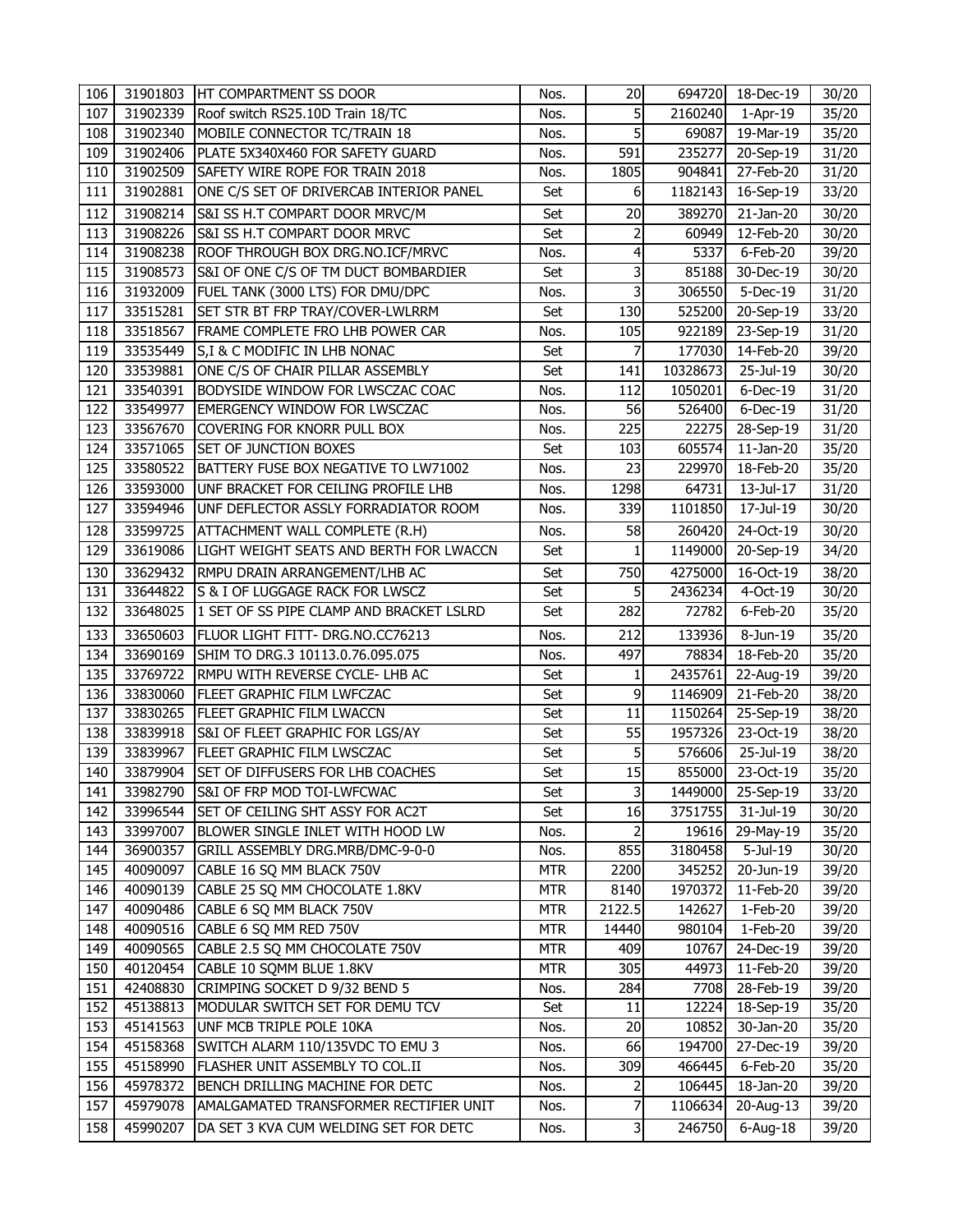| 106 | 31901803 | HT COMPARTMENT SS DOOR | Nos. | 20 | 694720 | 18-Dec-19 | 30/20 |
|---|---|---|---|---|---|---|---|
| 107 | 31902339 | Roof switch RS25.10D Train 18/TC | Nos. | 5 | 2160240 | 1-Apr-19 | 35/20 |
| 108 | 31902340 | MOBILE CONNECTOR TC/TRAIN 18 | Nos. | 5 | 69087 | 19-Mar-19 | 35/20 |
| 109 | 31902406 | PLATE 5X340X460 FOR SAFETY GUARD | Nos. | 591 | 235277 | 20-Sep-19 | 31/20 |
| 110 | 31902509 | SAFETY WIRE ROPE FOR TRAIN 2018 | Nos. | 1805 | 904841 | 27-Feb-20 | 31/20 |
| 111 | 31902881 | ONE C/S SET OF DRIVERCAB INTERIOR PANEL | Set | 6 | 1182143 | 16-Sep-19 | 33/20 |
| 112 | 31908214 | S&I SS H.T COMPART DOOR MRVC/M | Set | 20 | 389270 | 21-Jan-20 | 30/20 |
| 113 | 31908226 | S&I SS H.T COMPART DOOR MRVC | Set | 2 | 60949 | 12-Feb-20 | 30/20 |
| 114 | 31908238 | ROOF THROUGH BOX DRG.NO.ICF/MRVC | Nos. | 4 | 5337 | 6-Feb-20 | 39/20 |
| 115 | 31908573 | S&I OF ONE C/S OF TM DUCT BOMBARDIER | Set | 3 | 85188 | 30-Dec-19 | 30/20 |
| 116 | 31932009 | FUEL TANK (3000 LTS) FOR DMU/DPC | Nos. | 3 | 306550 | 5-Dec-19 | 31/20 |
| 117 | 33515281 | SET STR BT FRP TRAY/COVER-LWLRRM | Set | 130 | 525200 | 20-Sep-19 | 33/20 |
| 118 | 33518567 | FRAME COMPLETE FRO LHB POWER CAR | Nos. | 105 | 922189 | 23-Sep-19 | 31/20 |
| 119 | 33535449 | S,I & C MODIFIC IN LHB NONAC | Set | 7 | 177030 | 14-Feb-20 | 39/20 |
| 120 | 33539881 | ONE C/S OF CHAIR PILLAR ASSEMBLY | Set | 141 | 10328673 | 25-Jul-19 | 30/20 |
| 121 | 33540391 | BODYSIDE WINDOW FOR LWSCZAC COAC | Nos. | 112 | 1050201 | 6-Dec-19 | 31/20 |
| 122 | 33549977 | EMERGENCY WINDOW FOR LWSCZAC | Nos. | 56 | 526400 | 6-Dec-19 | 31/20 |
| 123 | 33567670 | COVERING FOR KNORR PULL BOX | Nos. | 225 | 22275 | 28-Sep-19 | 31/20 |
| 124 | 33571065 | SET OF JUNCTION BOXES | Set | 103 | 605574 | 11-Jan-20 | 35/20 |
| 125 | 33580522 | BATTERY FUSE BOX NEGATIVE TO LW71002 | Nos. | 23 | 229970 | 18-Feb-20 | 35/20 |
| 126 | 33593000 | UNF BRACKET FOR CEILING PROFILE LHB | Nos. | 1298 | 64731 | 13-Jul-17 | 31/20 |
| 127 | 33594946 | UNF DEFLECTOR ASSLY FORRADIATOR ROOM | Nos. | 339 | 1101850 | 17-Jul-19 | 30/20 |
| 128 | 33599725 | ATTACHMENT WALL COMPLETE (R.H) | Nos. | 58 | 260420 | 24-Oct-19 | 30/20 |
| 129 | 33619086 | LIGHT WEIGHT SEATS AND BERTH FOR LWACCN | Set | 1 | 1149000 | 20-Sep-19 | 34/20 |
| 130 | 33629432 | RMPU DRAIN ARRANGEMENT/LHB AC | Set | 750 | 4275000 | 16-Oct-19 | 38/20 |
| 131 | 33644822 | S & I OF LUGGAGE RACK FOR LWSCZ | Set | 5 | 2436234 | 4-Oct-19 | 30/20 |
| 132 | 33648025 | 1 SET OF SS PIPE CLAMP AND BRACKET LSLRD | Set | 282 | 72782 | 6-Feb-20 | 35/20 |
| 133 | 33650603 | FLUOR LIGHT FITT- DRG.NO.CC76213 | Nos. | 212 | 133936 | 8-Jun-19 | 35/20 |
| 134 | 33690169 | SHIM TO DRG.3 10113.0.76.095.075 | Nos. | 497 | 78834 | 18-Feb-20 | 35/20 |
| 135 | 33769722 | RMPU WITH REVERSE CYCLE- LHB AC | Set | 1 | 2435761 | 22-Aug-19 | 39/20 |
| 136 | 33830060 | FLEET GRAPHIC FILM LWFCZAC | Set | 9 | 1146909 | 21-Feb-20 | 38/20 |
| 137 | 33830265 | FLEET GRAPHIC FILM LWACCN | Set | 11 | 1150264 | 25-Sep-19 | 38/20 |
| 138 | 33839918 | S&I OF FLEET GRAPHIC FOR LGS/AY | Set | 55 | 1957326 | 23-Oct-19 | 38/20 |
| 139 | 33839967 | FLEET GRAPHIC FILM LWSCZAC | Set | 5 | 576606 | 25-Jul-19 | 38/20 |
| 140 | 33879904 | SET OF DIFFUSERS FOR LHB COACHES | Set | 15 | 855000 | 23-Oct-19 | 35/20 |
| 141 | 33982790 | S&I OF FRP MOD TOI-LWFCWAC | Set | 3 | 1449000 | 25-Sep-19 | 33/20 |
| 142 | 33996544 | SET OF CEILING SHT ASSY FOR AC2T | Set | 16 | 3751755 | 31-Jul-19 | 30/20 |
| 143 | 33997007 | BLOWER SINGLE INLET WITH HOOD LW | Nos. | 2 | 19616 | 29-May-19 | 35/20 |
| 144 | 36900357 | GRILL ASSEMBLY DRG.MRB/DMC-9-0-0 | Nos. | 855 | 3180458 | 5-Jul-19 | 30/20 |
| 145 | 40090097 | CABLE 16 SQ MM BLACK 750V | MTR | 2200 | 345252 | 20-Jun-19 | 39/20 |
| 146 | 40090139 | CABLE 25 SQ MM CHOCOLATE 1.8KV | MTR | 8140 | 1970372 | 11-Feb-20 | 39/20 |
| 147 | 40090486 | CABLE 6 SQ MM BLACK 750V | MTR | 2122.5 | 142627 | 1-Feb-20 | 39/20 |
| 148 | 40090516 | CABLE 6 SQ MM RED 750V | MTR | 14440 | 980104 | 1-Feb-20 | 39/20 |
| 149 | 40090565 | CABLE 2.5 SQ MM CHOCOLATE 750V | MTR | 409 | 10767 | 24-Dec-19 | 39/20 |
| 150 | 40120454 | CABLE 10 SQMM BLUE 1.8KV | MTR | 305 | 44973 | 11-Feb-20 | 39/20 |
| 151 | 42408830 | CRIMPING SOCKET D 9/32 BEND 5 | Nos. | 284 | 7708 | 28-Feb-19 | 39/20 |
| 152 | 45138813 | MODULAR SWITCH SET FOR DEMU TCV | Set | 11 | 12224 | 18-Sep-19 | 35/20 |
| 153 | 45141563 | UNF MCB TRIPLE POLE 10KA | Nos. | 20 | 10852 | 30-Jan-20 | 35/20 |
| 154 | 45158368 | SWITCH ALARM 110/135VDC TO EMU 3 | Nos. | 66 | 194700 | 27-Dec-19 | 39/20 |
| 155 | 45158990 | FLASHER UNIT ASSEMBLY TO COL.II | Nos. | 309 | 466445 | 6-Feb-20 | 35/20 |
| 156 | 45978372 | BENCH DRILLING MACHINE FOR DETC | Nos. | 2 | 106445 | 18-Jan-20 | 39/20 |
| 157 | 45979078 | AMALGAMATED TRANSFORMER RECTIFIER UNIT | Nos. | 7 | 1106634 | 20-Aug-13 | 39/20 |
| 158 | 45990207 | DA SET 3 KVA CUM WELDING SET FOR DETC | Nos. | 3 | 246750 | 6-Aug-18 | 39/20 |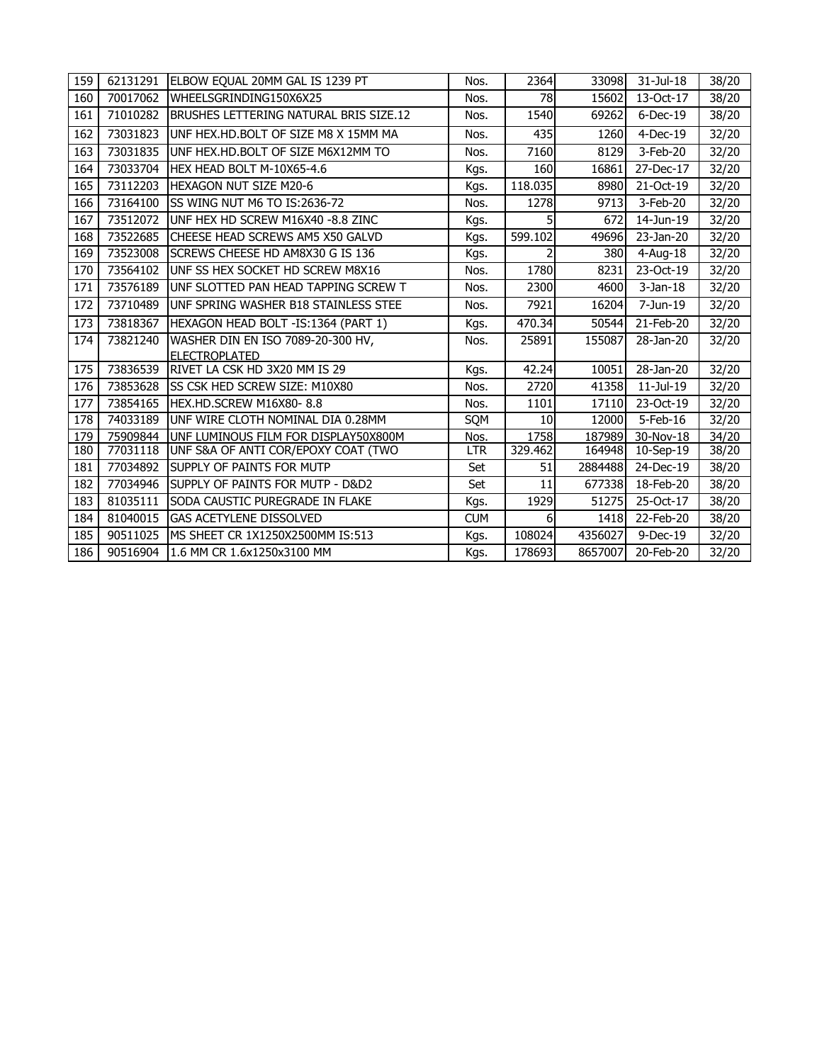| | | | | | | | |
|---|---|---|---|---|---|---|---|
| 159 | 62131291 | ELBOW EQUAL 20MM GAL IS 1239 PT | Nos. | 2364 | 33098 | 31-Jul-18 | 38/20 |
| 160 | 70017062 | WHEELSGRINDING150X6X25 | Nos. | 78 | 15602 | 13-Oct-17 | 38/20 |
| 161 | 71010282 | BRUSHES LETTERING NATURAL BRIS SIZE.12 | Nos. | 1540 | 69262 | 6-Dec-19 | 38/20 |
| 162 | 73031823 | UNF HEX.HD.BOLT OF SIZE M8 X 15MM MA | Nos. | 435 | 1260 | 4-Dec-19 | 32/20 |
| 163 | 73031835 | UNF HEX.HD.BOLT OF SIZE M6X12MM TO | Nos. | 7160 | 8129 | 3-Feb-20 | 32/20 |
| 164 | 73033704 | HEX HEAD BOLT M-10X65-4.6 | Kgs. | 160 | 16861 | 27-Dec-17 | 32/20 |
| 165 | 73112203 | HEXAGON NUT SIZE M20-6 | Kgs. | 118.035 | 8980 | 21-Oct-19 | 32/20 |
| 166 | 73164100 | SS WING NUT M6 TO IS:2636-72 | Nos. | 1278 | 9713 | 3-Feb-20 | 32/20 |
| 167 | 73512072 | UNF HEX HD SCREW M16X40 -8.8 ZINC | Kgs. | 5 | 672 | 14-Jun-19 | 32/20 |
| 168 | 73522685 | CHEESE HEAD SCREWS AM5 X50 GALVD | Kgs. | 599.102 | 49696 | 23-Jan-20 | 32/20 |
| 169 | 73523008 | SCREWS CHEESE HD AM8X30 G IS 136 | Kgs. | 2 | 380 | 4-Aug-18 | 32/20 |
| 170 | 73564102 | UNF SS HEX SOCKET HD SCREW M8X16 | Nos. | 1780 | 8231 | 23-Oct-19 | 32/20 |
| 171 | 73576189 | UNF SLOTTED PAN HEAD TAPPING SCREW T | Nos. | 2300 | 4600 | 3-Jan-18 | 32/20 |
| 172 | 73710489 | UNF SPRING WASHER B18 STAINLESS STEE | Nos. | 7921 | 16204 | 7-Jun-19 | 32/20 |
| 173 | 73818367 | HEXAGON HEAD BOLT -IS:1364 (PART 1) | Kgs. | 470.34 | 50544 | 21-Feb-20 | 32/20 |
| 174 | 73821240 | WASHER DIN EN ISO 7089-20-300 HV, ELECTROPLATED | Nos. | 25891 | 155087 | 28-Jan-20 | 32/20 |
| 175 | 73836539 | RIVET LA CSK HD 3X20 MM IS 29 | Kgs. | 42.24 | 10051 | 28-Jan-20 | 32/20 |
| 176 | 73853628 | SS CSK HED SCREW SIZE: M10X80 | Nos. | 2720 | 41358 | 11-Jul-19 | 32/20 |
| 177 | 73854165 | HEX.HD.SCREW M16X80- 8.8 | Nos. | 1101 | 17110 | 23-Oct-19 | 32/20 |
| 178 | 74033189 | UNF WIRE CLOTH NOMINAL DIA 0.28MM | SQM | 10 | 12000 | 5-Feb-16 | 32/20 |
| 179 | 75909844 | UNF LUMINOUS FILM FOR DISPLAY50X800M | Nos. | 1758 | 187989 | 30-Nov-18 | 34/20 |
| 180 | 77031118 | UNF S&A OF ANTI COR/EPOXY COAT (TWO | LTR | 329.462 | 164948 | 10-Sep-19 | 38/20 |
| 181 | 77034892 | SUPPLY OF PAINTS FOR MUTP | Set | 51 | 2884488 | 24-Dec-19 | 38/20 |
| 182 | 77034946 | SUPPLY OF PAINTS FOR MUTP - D&D2 | Set | 11 | 677338 | 18-Feb-20 | 38/20 |
| 183 | 81035111 | SODA CAUSTIC PUREGRADE IN FLAKE | Kgs. | 1929 | 51275 | 25-Oct-17 | 38/20 |
| 184 | 81040015 | GAS ACETYLENE DISSOLVED | CUM | 6 | 1418 | 22-Feb-20 | 38/20 |
| 185 | 90511025 | MS SHEET CR 1X1250X2500MM IS:513 | Kgs. | 108024 | 4356027 | 9-Dec-19 | 32/20 |
| 186 | 90516904 | 1.6 MM CR 1.6x1250x3100 MM | Kgs. | 178693 | 8657007 | 20-Feb-20 | 32/20 |